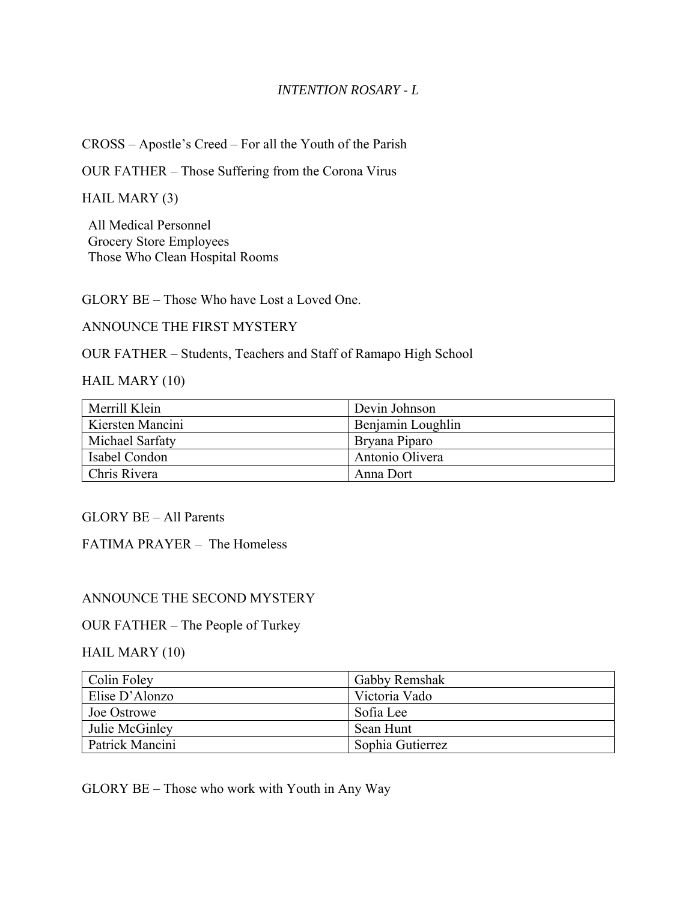*INTENTION ROSARY - L*

CROSS – Apostle's Creed – For all the Youth of the Parish

OUR FATHER – Those Suffering from the Corona Virus

HAIL MARY (3)

All Medical Personnel
Grocery Store Employees
Those Who Clean Hospital Rooms

GLORY BE – Those Who have Lost a Loved One.

ANNOUNCE THE FIRST MYSTERY

OUR FATHER – Students, Teachers and Staff of Ramapo High School

HAIL MARY (10)

| | |
|---|---|
| Merrill Klein | Devin Johnson |
| Kiersten Mancini | Benjamin Loughlin |
| Michael Sarfaty | Bryana Piparo |
| Isabel Condon | Antonio Olivera |
| Chris Rivera | Anna Dort |

GLORY BE – All Parents

FATIMA PRAYER – The Homeless

ANNOUNCE THE SECOND MYSTERY

OUR FATHER – The People of Turkey

HAIL MARY (10)

| | |
|---|---|
| Colin Foley | Gabby Remshak |
| Elise D'Alonzo | Victoria Vado |
| Joe Ostrowe | Sofia Lee |
| Julie McGinley | Sean Hunt |
| Patrick Mancini | Sophia Gutierrez |

GLORY BE – Those who work with Youth in Any Way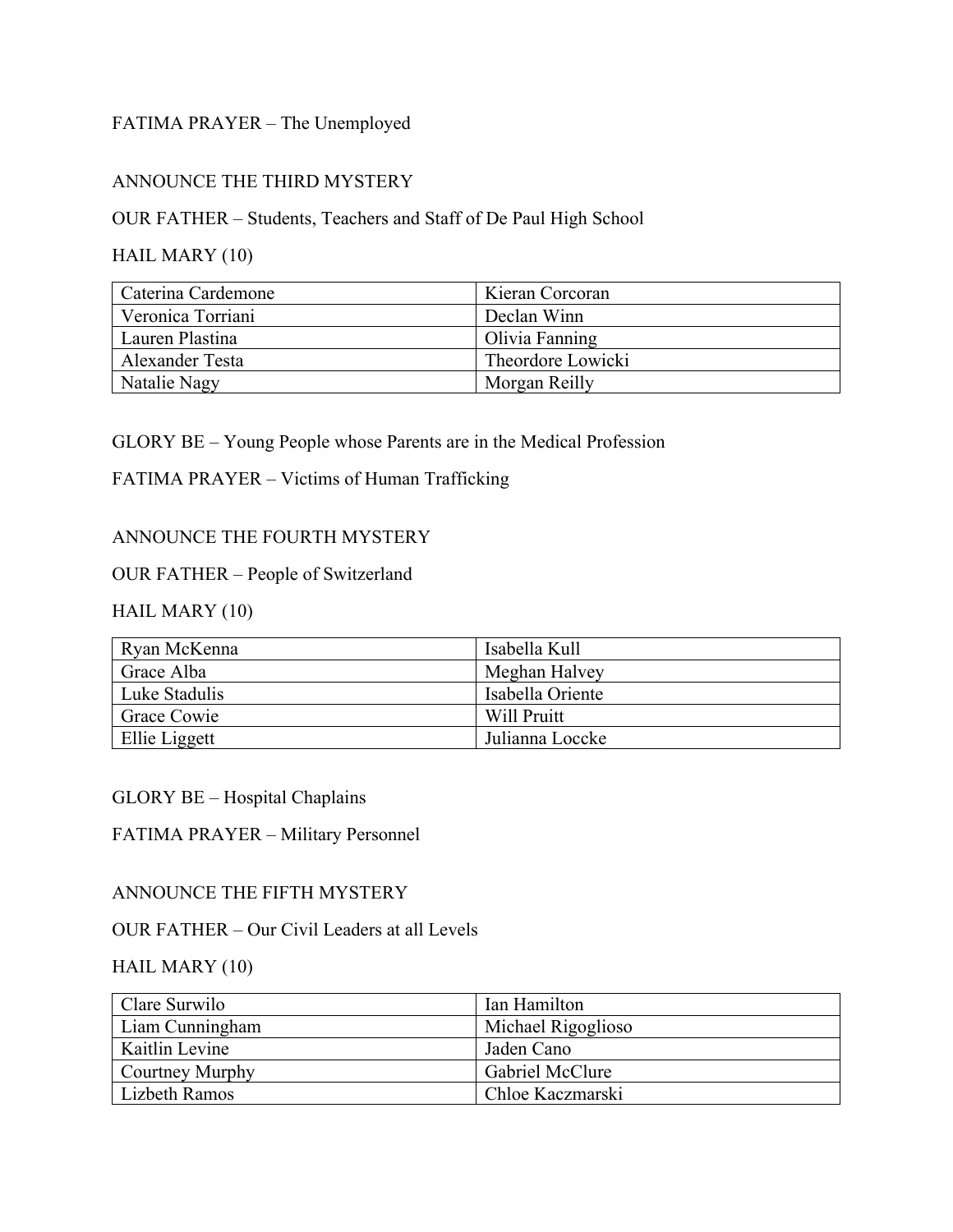FATIMA PRAYER – The Unemployed

ANNOUNCE THE THIRD MYSTERY

OUR FATHER – Students, Teachers and Staff of De Paul High School

HAIL MARY (10)

| | |
|---|---|
| Caterina Cardemone | Kieran Corcoran |
| Veronica Torriani | Declan Winn |
| Lauren Plastina | Olivia Fanning |
| Alexander Testa | Theordore Lowicki |
| Natalie Nagy | Morgan Reilly |

GLORY BE – Young People whose Parents are in the Medical Profession

FATIMA PRAYER – Victims of Human Trafficking

ANNOUNCE THE FOURTH MYSTERY

OUR FATHER – People of Switzerland

HAIL MARY (10)

| | |
|---|---|
| Ryan McKenna | Isabella Kull |
| Grace Alba | Meghan Halvey |
| Luke Stadulis | Isabella Oriente |
| Grace Cowie | Will Pruitt |
| Ellie Liggett | Julianna Loccke |

GLORY BE – Hospital Chaplains

FATIMA PRAYER – Military Personnel

ANNOUNCE THE FIFTH MYSTERY

OUR FATHER – Our Civil Leaders at all Levels

HAIL MARY (10)

| | |
|---|---|
| Clare Surwilo | Ian Hamilton |
| Liam Cunningham | Michael Rigoglioso |
| Kaitlin Levine | Jaden Cano |
| Courtney Murphy | Gabriel McClure |
| Lizbeth Ramos | Chloe Kaczmarski |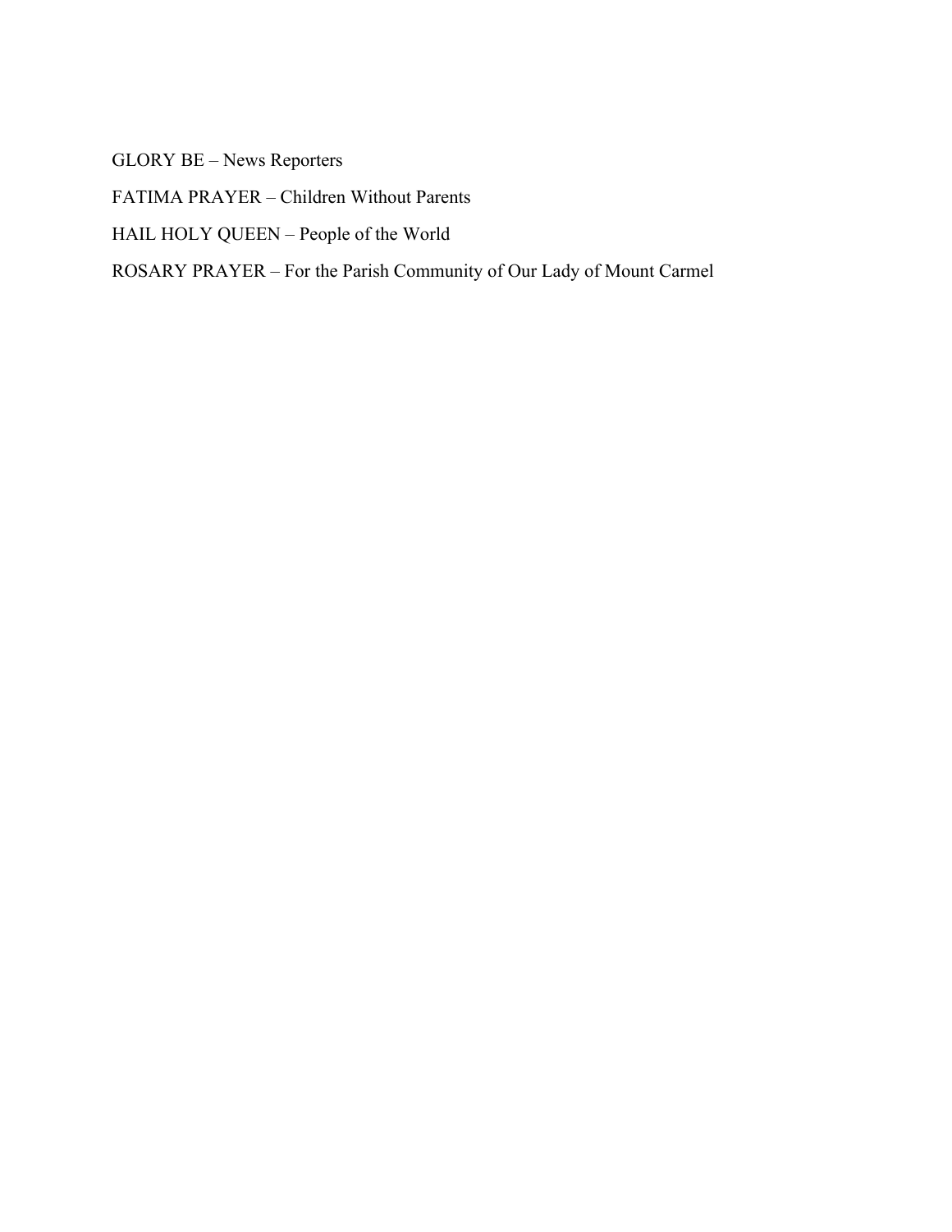GLORY BE – News Reporters

FATIMA PRAYER – Children Without Parents

HAIL HOLY QUEEN – People of the World

ROSARY PRAYER – For the Parish Community of Our Lady of Mount Carmel